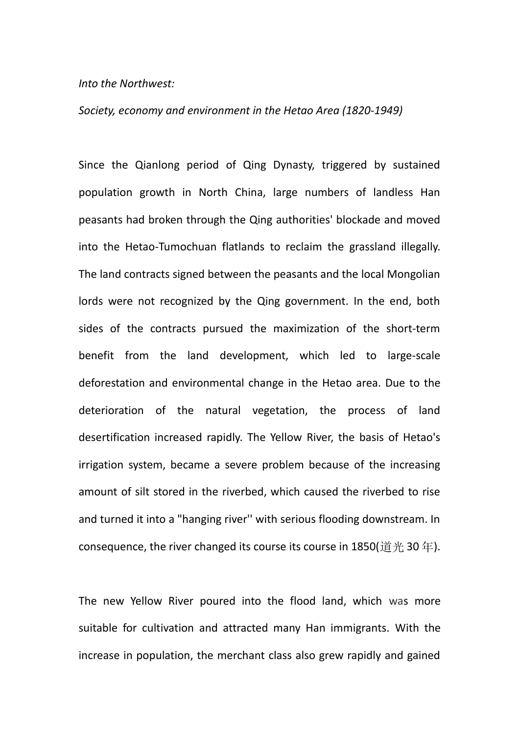*Into the Northwest:*

*Society, economy and environment in the Hetao Area (1820-1949)*

Since the Qianlong period of Qing Dynasty, triggered by sustained population growth in North China, large numbers of landless Han peasants had broken through the Qing authorities' blockade and moved into the Hetao-Tumochuan flatlands to reclaim the grassland illegally. The land contracts signed between the peasants and the local Mongolian lords were not recognized by the Qing government. In the end, both sides of the contracts pursued the maximization of the short-term benefit from the land development, which led to large-scale deforestation and environmental change in the Hetao area. Due to the deterioration of the natural vegetation, the process of land desertification increased rapidly. The Yellow River, the basis of Hetao's irrigation system, became a severe problem because of the increasing amount of silt stored in the riverbed, which caused the riverbed to rise and turned it into a "hanging river'' with serious flooding downstream. In consequence, the river changed its course its course in 1850(道光 30 年).

The new Yellow River poured into the flood land, which was more suitable for cultivation and attracted many Han immigrants. With the increase in population, the merchant class also grew rapidly and gained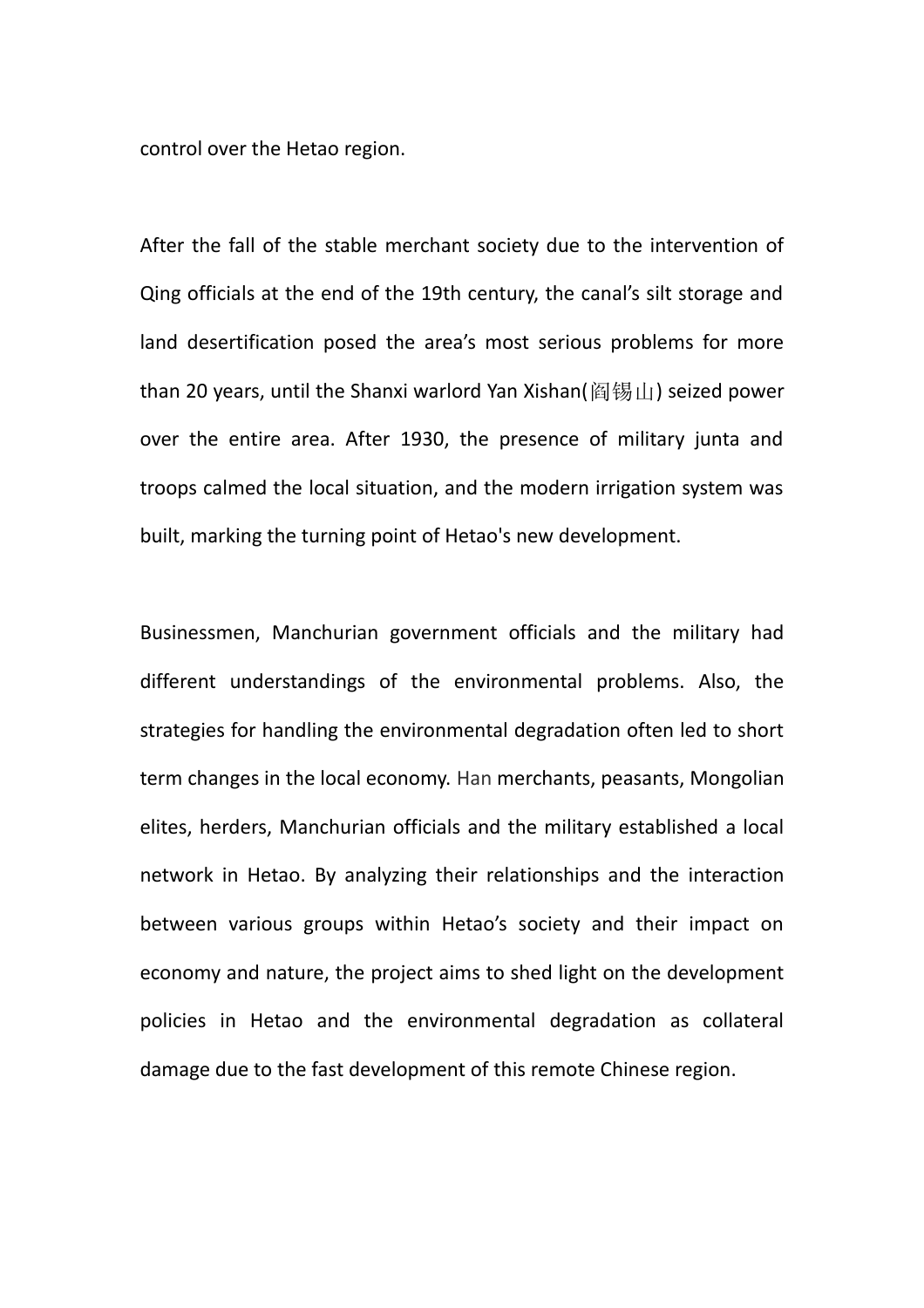control over the Hetao region.

After the fall of the stable merchant society due to the intervention of Qing officials at the end of the 19th century, the canal’s silt storage and land desertification posed the area’s most serious problems for more than 20 years, until the Shanxi warlord Yan Xishan(阎锡山) seized power over the entire area. After 1930, the presence of military junta and troops calmed the local situation, and the modern irrigation system was built, marking the turning point of Hetao's new development.

Businessmen, Manchurian government officials and the military had different understandings of the environmental problems. Also, the strategies for handling the environmental degradation often led to short term changes in the local economy. Han merchants, peasants, Mongolian elites, herders, Manchurian officials and the military established a local network in Hetao. By analyzing their relationships and the interaction between various groups within Hetao’s society and their impact on economy and nature, the project aims to shed light on the development policies in Hetao and the environmental degradation as collateral damage due to the fast development of this remote Chinese region.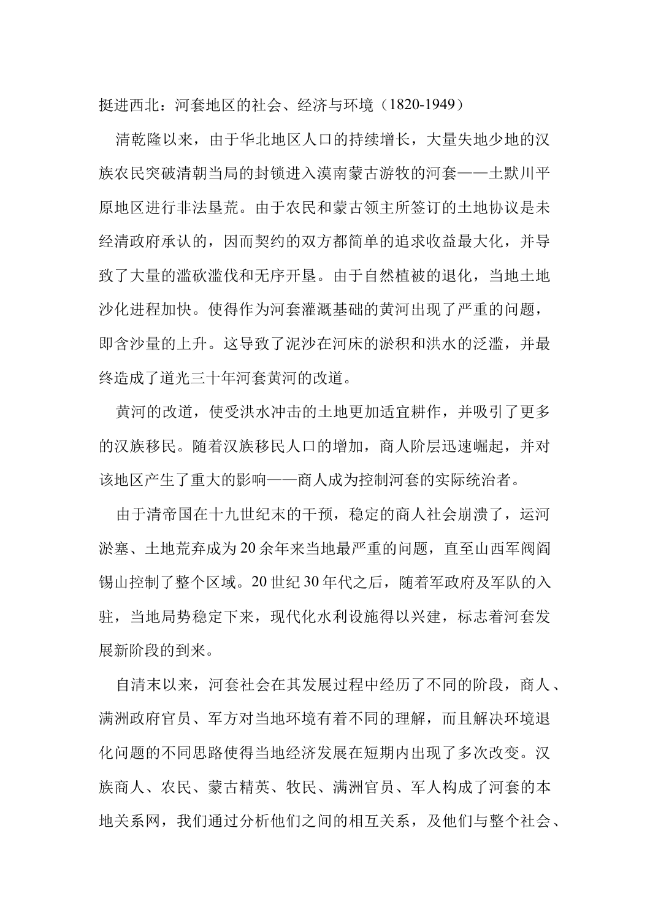挺进西北：河套地区的社会、经济与环境（1820-1949）

清乾隆以来，由于华北地区人口的持续增长，大量失地少地的汉族农民突破清朝当局的封锁进入漠南蒙古游牧的河套——土默川平原地区进行非法垦荒。由于农民和蒙古领主所签订的土地协议是未经清政府承认的，因而契约的双方都简单的追求收益最大化，并导致了大量的滥砍滥伐和无序开垦。由于自然植被的退化，当地土地沙化进程加快。使得作为河套灌溉基础的黄河出现了严重的问题，即含沙量的上升。这导致了泥沙在河床的淤积和洪水的泛滥，并最终造成了道光三十年河套黄河的改道。

黄河的改道，使受洪水冲击的土地更加适宜耕作，并吸引了更多的汉族移民。随着汉族移民人口的增加，商人阶层迅速崛起，并对该地区产生了重大的影响——商人成为控制河套的实际统治者。

由于清帝国在十九世纪末的干预，稳定的商人社会崩溃了，运河淤塞、土地荒弃成为20余年来当地最严重的问题，直至山西军阀阎锡山控制了整个区域。20世纪30年代之后，随着军政府及军队的入驻，当地局势稳定下来，现代化水利设施得以兴建，标志着河套发展新阶段的到来。

自清末以来，河套社会在其发展过程中经历了不同的阶段，商人、满洲政府官员、军方对当地环境有着不同的理解，而且解决环境退化问题的不同思路使得当地经济发展在短期内出现了多次改变。汉族商人、农民、蒙古精英、牧民、满洲官员、军人构成了河套的本地关系网，我们通过分析他们之间的相互关系，及他们与整个社会、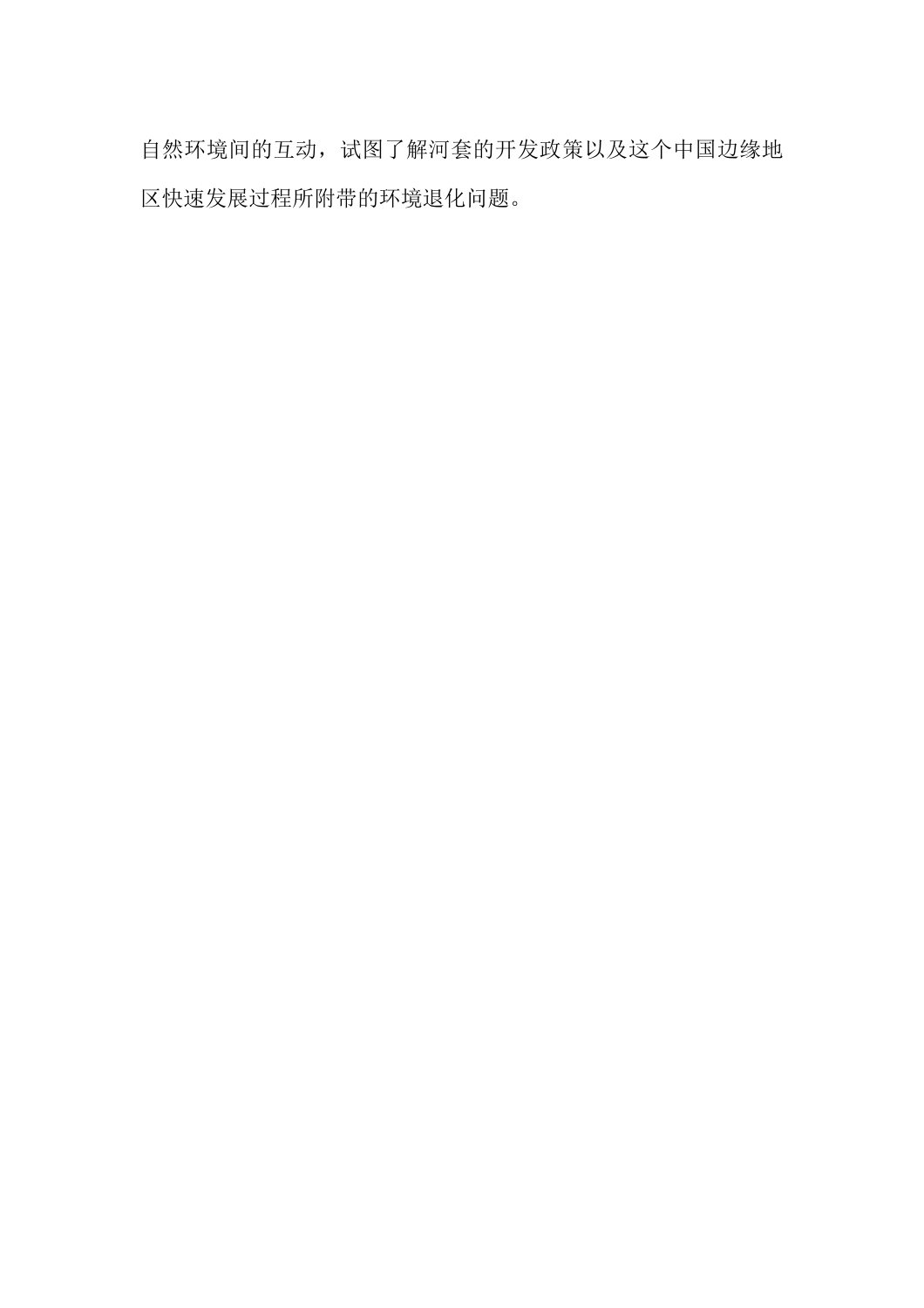自然环境间的互动，试图了解河套的开发政策以及这个中国边缘地区快速发展过程所附带的环境退化问题。